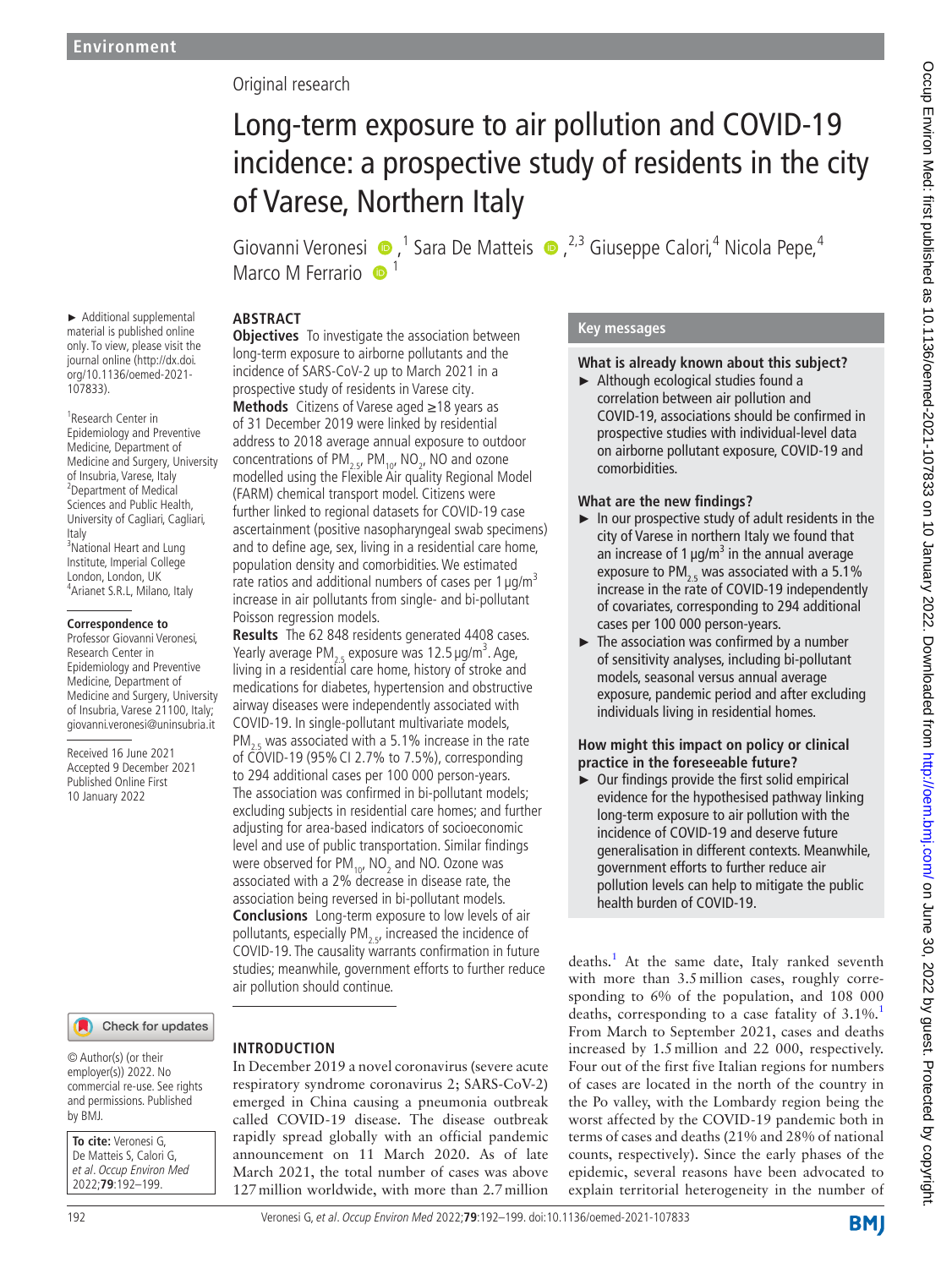Environment

Original research

# Long-term exposure to air pollution and COVID-19 incidence: a prospective study of residents in the city of Varese, Northern Italy

Giovanni Veronesi [1], Sara De Matteis [2,3], Giuseppe Calori [4], Nicola Pepe [4], Marco M Ferrario [1]

► Additional supplemental material is published online only. To view, please visit the journal online (http://dx.doi.org/10.1136/oemed-2021-107833).

[1] Research Center in Epidemiology and Preventive Medicine, Department of Medicine and Surgery, University of Insubria, Varese, Italy
[2] Department of Medical Sciences and Public Health, University of Cagliari, Cagliari, Italy
[3] National Heart and Lung Institute, Imperial College London, London, UK
[4] Arianet S.R.L, Milano, Italy

**Correspondence to**
Professor Giovanni Veronesi, Research Center in Epidemiology and Preventive Medicine, Department of Medicine and Surgery, University of Insubria, Varese 21100, Italy; giovanni.veronesi@uninsubria.it

Received 16 June 2021
Accepted 9 December 2021
Published Online First 10 January 2022

© Author(s) (or their employer(s)) 2022. No commercial re-use. See rights and permissions. Published by BMJ.

**To cite:** Veronesi G, De Matteis S, Calori G, *et al. Occup Environ Med* 2022;**79**:192–199.

## ABSTRACT

**Objectives** To investigate the association between long-term exposure to airborne pollutants and the incidence of SARS-CoV-2 up to March 2021 in a prospective study of residents in Varese city.

**Methods** Citizens of Varese aged ≥18 years as of 31 December 2019 were linked by residential address to 2018 average annual exposure to outdoor concentrations of $PM_{2.5}$, $PM_{10}$, $NO_2$, NO and ozone modelled using the Flexible Air quality Regional Model (FARM) chemical transport model. Citizens were further linked to regional datasets for COVID-19 case ascertainment (positive nasopharyngeal swab specimens) and to define age, sex, living in a residential care home, population density and comorbidities. We estimated rate ratios and additional numbers of cases per 1 µg/m$^3$ increase in air pollutants from single- and bi-pollutant Poisson regression models.

**Results** The 62 848 residents generated 4408 cases. Yearly average $PM_{2.5}$ exposure was 12.5 µg/m$^3$. Age, living in a residential care home, history of stroke and medications for diabetes, hypertension and obstructive airway diseases were independently associated with COVID-19. In single-pollutant multivariate models, $PM_{2.5}$ was associated with a 5.1% increase in the rate of COVID-19 (95% CI 2.7% to 7.5%), corresponding to 294 additional cases per 100 000 person-years. The association was confirmed in bi-pollutant models; excluding subjects in residential care homes; and further adjusting for area-based indicators of socioeconomic level and use of public transportation. Similar findings were observed for $PM_{10}$, $NO_2$ and NO. Ozone was associated with a 2% decrease in disease rate, the association being reversed in bi-pollutant models.

**Conclusions** Long-term exposure to low levels of air pollutants, especially $PM_{2.5}$, increased the incidence of COVID-19. The causality warrants confirmation in future studies; meanwhile, government efforts to further reduce air pollution should continue.

## Key messages

### What is already known about this subject?

► Although ecological studies found a correlation between air pollution and COVID-19, associations should be confirmed in prospective studies with individual-level data on airborne pollutant exposure, COVID-19 and comorbidities.

### What are the new findings?

► In our prospective study of adult residents in the city of Varese in northern Italy we found that an increase of 1 µg/m$^3$ in the annual average exposure to $PM_{2.5}$ was associated with a 5.1% increase in the rate of COVID-19 independently of covariates, corresponding to 294 additional cases per 100 000 person-years.

► The association was confirmed by a number of sensitivity analyses, including bi-pollutant models, seasonal versus annual average exposure, pandemic period and after excluding individuals living in residential homes.

### How might this impact on policy or clinical practice in the foreseeable future?

► Our findings provide the first solid empirical evidence for the hypothesised pathway linking long-term exposure to air pollution with the incidence of COVID-19 and deserve future generalisation in different contexts. Meanwhile, government efforts to further reduce air pollution levels can help to mitigate the public health burden of COVID-19.

## INTRODUCTION

In December 2019 a novel coronavirus (severe acute respiratory syndrome coronavirus 2; SARS-CoV-2) emerged in China causing a pneumonia outbreak called COVID-19 disease. The disease outbreak rapidly spread globally with an official pandemic announcement on 11 March 2020. As of late March 2021, the total number of cases was above 127 million worldwide, with more than 2.7 million deaths.[1] At the same date, Italy ranked seventh with more than 3.5 million cases, roughly corresponding to 6% of the population, and 108 000 deaths, corresponding to a case fatality of 3.1%.[1] From March to September 2021, cases and deaths increased by 1.5 million and 22 000, respectively. Four out of the first five Italian regions for numbers of cases are located in the north of the country in the Po valley, with the Lombardy region being the worst affected by the COVID-19 pandemic both in terms of cases and deaths (21% and 28% of national counts, respectively). Since the early phases of the epidemic, several reasons have been advocated to explain territorial heterogeneity in the number of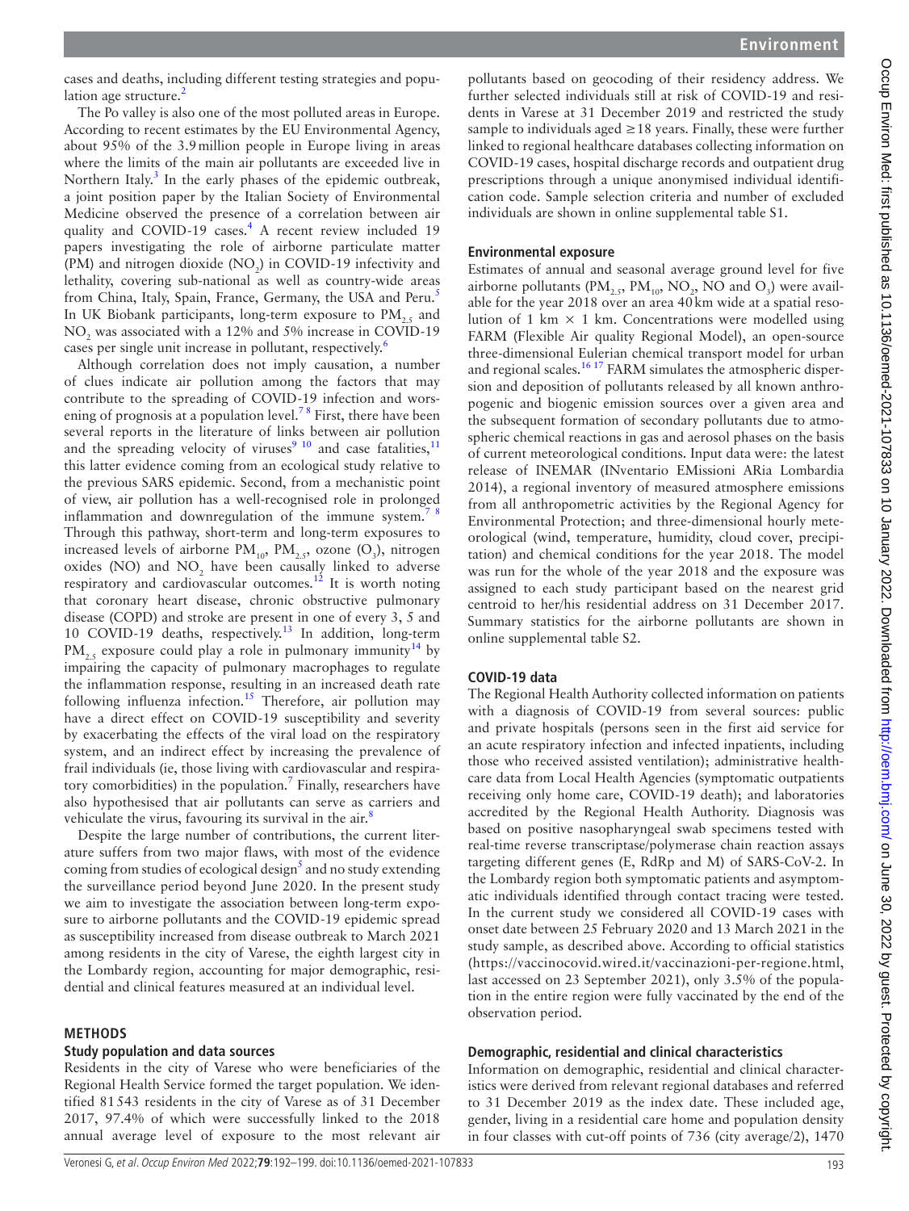cases and deaths, including different testing strategies and population age structure.[2]

The Po valley is also one of the most polluted areas in Europe. According to recent estimates by the EU Environmental Agency, about 95% of the 3.9 million people in Europe living in areas where the limits of the main air pollutants are exceeded live in Northern Italy.[3] In the early phases of the epidemic outbreak, a joint position paper by the Italian Society of Environmental Medicine observed the presence of a correlation between air quality and COVID-19 cases.[4] A recent review included 19 papers investigating the role of airborne particulate matter (PM) and nitrogen dioxide ($NO_2$) in COVID-19 infectivity and lethality, covering sub-national as well as country-wide areas from China, Italy, Spain, France, Germany, the USA and Peru.[5] In UK Biobank participants, long-term exposure to $PM_{2.5}$ and $NO_2$ was associated with a 12% and 5% increase in COVID-19 cases per single unit increase in pollutant, respectively.[6]

Although correlation does not imply causation, a number of clues indicate air pollution among the factors that may contribute to the spreading of COVID-19 infection and worsening of prognosis at a population level.[7,8] First, there have been several reports in the literature of links between air pollution and the spreading velocity of viruses[9,10] and case fatalities,[11] this latter evidence coming from an ecological study relative to the previous SARS epidemic. Second, from a mechanistic point of view, air pollution has a well-recognised role in prolonged inflammation and downregulation of the immune system.[7,8] Through this pathway, short-term and long-term exposures to increased levels of airborne $PM_{10}$, $PM_{2.5}$, ozone ($O_3$), nitrogen oxides (NO) and $NO_2$ have been causally linked to adverse respiratory and cardiovascular outcomes.[12] It is worth noting that coronary heart disease, chronic obstructive pulmonary disease (COPD) and stroke are present in one of every 3, 5 and 10 COVID-19 deaths, respectively.[13] In addition, long-term $PM_{2.5}$ exposure could play a role in pulmonary immunity[14] by impairing the capacity of pulmonary macrophages to regulate the inflammation response, resulting in an increased death rate following influenza infection.[15] Therefore, air pollution may have a direct effect on COVID-19 susceptibility and severity by exacerbating the effects of the viral load on the respiratory system, and an indirect effect by increasing the prevalence of frail individuals (ie, those living with cardiovascular and respiratory comorbidities) in the population.[7] Finally, researchers have also hypothesised that air pollutants can serve as carriers and vehiculate the virus, favouring its survival in the air.[8]

Despite the large number of contributions, the current literature suffers from two major flaws, with most of the evidence coming from studies of ecological design[5] and no study extending the surveillance period beyond June 2020. In the present study we aim to investigate the association between long-term exposure to airborne pollutants and the COVID-19 epidemic spread as susceptibility increased from disease outbreak to March 2021 among residents in the city of Varese, the eighth largest city in the Lombardy region, accounting for major demographic, residential and clinical features measured at an individual level.

## METHODS

### Study population and data sources

Residents in the city of Varese who were beneficiaries of the Regional Health Service formed the target population. We identified 81 543 residents in the city of Varese as of 31 December 2017, 97.4% of which were successfully linked to the 2018 annual average level of exposure to the most relevant air pollutants based on geocoding of their residency address. We further selected individuals still at risk of COVID-19 and residents in Varese at 31 December 2019 and restricted the study sample to individuals aged ≥18 years. Finally, these were further linked to regional healthcare databases collecting information on COVID-19 cases, hospital discharge records and outpatient drug prescriptions through a unique anonymised individual identification code. Sample selection criteria and number of excluded individuals are shown in online supplemental table S1.

### Environmental exposure

Estimates of annual and seasonal average ground level for five airborne pollutants ($PM_{2.5}$, $PM_{10}$, $NO_2$, NO and $O_3$) were available for the year 2018 over an area 40 km wide at a spatial resolution of 1 km × 1 km. Concentrations were modelled using FARM (Flexible Air quality Regional Model), an open-source three-dimensional Eulerian chemical transport model for urban and regional scales.[16,17] FARM simulates the atmospheric dispersion and deposition of pollutants released by all known anthropogenic and biogenic emission sources over a given area and the subsequent formation of secondary pollutants due to atmospheric chemical reactions in gas and aerosol phases on the basis of current meteorological conditions. Input data were: the latest release of INEMAR (INventario EMissioni ARia Lombardia 2014), a regional inventory of measured atmosphere emissions from all anthropometric activities by the Regional Agency for Environmental Protection; and three-dimensional hourly meteorological (wind, temperature, humidity, cloud cover, precipitation) and chemical conditions for the year 2018. The model was run for the whole of the year 2018 and the exposure was assigned to each study participant based on the nearest grid centroid to her/his residential address on 31 December 2017. Summary statistics for the airborne pollutants are shown in online supplemental table S2.

### COVID-19 data

The Regional Health Authority collected information on patients with a diagnosis of COVID-19 from several sources: public and private hospitals (persons seen in the first aid service for an acute respiratory infection and infected inpatients, including those who received assisted ventilation); administrative healthcare data from Local Health Agencies (symptomatic outpatients receiving only home care, COVID-19 death); and laboratories accredited by the Regional Health Authority. Diagnosis was based on positive nasopharyngeal swab specimens tested with real-time reverse transcriptase/polymerase chain reaction assays targeting different genes (E, RdRp and M) of SARS-CoV-2. In the Lombardy region both symptomatic patients and asymptomatic individuals identified through contact tracing were tested. In the current study we considered all COVID-19 cases with onset date between 25 February 2020 and 13 March 2021 in the study sample, as described above. According to official statistics (https://vaccinocovid.wired.it/vaccinazioni-per-regione.html, last accessed on 23 September 2021), only 3.5% of the population in the entire region were fully vaccinated by the end of the observation period.

### Demographic, residential and clinical characteristics

Information on demographic, residential and clinical characteristics were derived from relevant regional databases and referred to 31 December 2019 as the index date. These included age, gender, living in a residential care home and population density in four classes with cut-off points of 736 (city average/2), 1470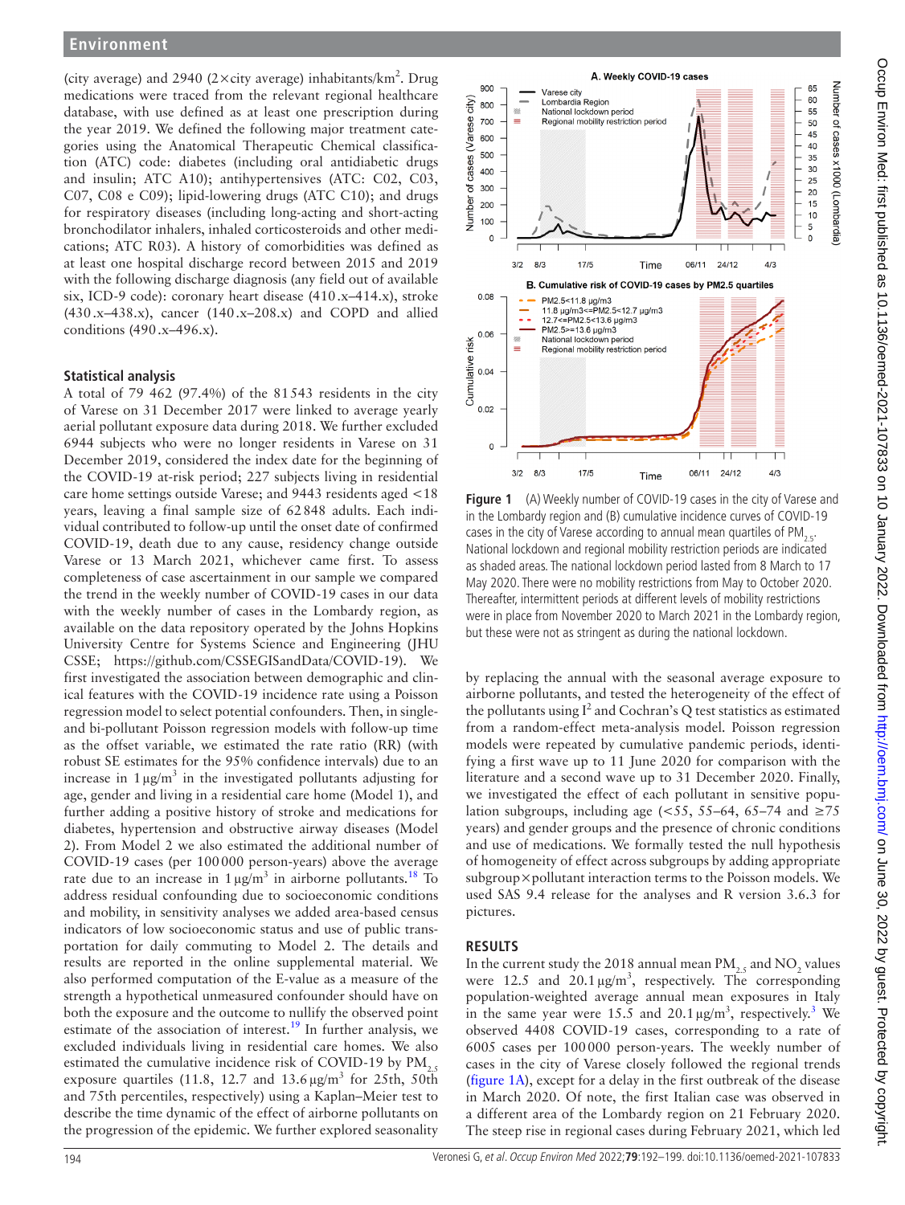(city average) and 2940 (2×city average) inhabitants/km$^2$. Drug medications were traced from the relevant regional healthcare database, with use defined as at least one prescription during the year 2019. We defined the following major treatment categories using the Anatomical Therapeutic Chemical classification (ATC) code: diabetes (including oral antidiabetic drugs and insulin; ATC A10); antihypertensives (ATC: C02, C03, C07, C08 e C09); lipid-lowering drugs (ATC C10); and drugs for respiratory diseases (including long-acting and short-acting bronchodilator inhalers, inhaled corticosteroids and other medications; ATC R03). A history of comorbidities was defined as at least one hospital discharge record between 2015 and 2019 with the following discharge diagnosis (any field out of available six, ICD-9 code): coronary heart disease (410.x–414.x), stroke (430.x–438.x), cancer (140.x–208.x) and COPD and allied conditions (490.x–496.x).

### Statistical analysis

A total of 79 462 (97.4%) of the 81 543 residents in the city of Varese on 31 December 2017 were linked to average yearly aerial pollutant exposure data during 2018. We further excluded 6944 subjects who were no longer residents in Varese on 31 December 2019, considered the index date for the beginning of the COVID-19 at-risk period; 227 subjects living in residential care home settings outside Varese; and 9443 residents aged <18 years, leaving a final sample size of 62 848 adults. Each individual contributed to follow-up until the onset date of confirmed COVID-19, death due to any cause, residency change outside Varese or 13 March 2021, whichever came first. To assess completeness of case ascertainment in our sample we compared the trend in the weekly number of COVID-19 cases in our data with the weekly number of cases in the Lombardy region, as available on the data repository operated by the Johns Hopkins University Centre for Systems Science and Engineering (JHU CSSE; https://github.com/CSSEGISandData/COVID-19). We first investigated the association between demographic and clinical features with the COVID-19 incidence rate using a Poisson regression model to select potential confounders. Then, in single- and bi-pollutant Poisson regression models with follow-up time as the offset variable, we estimated the rate ratio (RR) (with robust SE estimates for the 95% confidence intervals) due to an increase in 1 µg/m$^3$ in the investigated pollutants adjusting for age, gender and living in a residential care home (Model 1), and further adding a positive history of stroke and medications for diabetes, hypertension and obstructive airway diseases (Model 2). From Model 2 we also estimated the additional number of COVID-19 cases (per 100 000 person-years) above the average rate due to an increase in 1 µg/m$^3$ in airborne pollutants.[18] To address residual confounding due to socioeconomic conditions and mobility, in sensitivity analyses we added area-based census indicators of low socioeconomic status and use of public transportation for daily commuting to Model 2. The details and results are reported in the online supplemental material. We also performed computation of the E-value as a measure of the strength a hypothetical unmeasured confounder should have on both the exposure and the outcome to nullify the observed point estimate of the association of interest.[19] In further analysis, we excluded individuals living in residential care homes. We also estimated the cumulative incidence risk of COVID-19 by $PM_{2.5}$ exposure quartiles (11.8, 12.7 and 13.6 µg/m$^3$ for 25th, 50th and 75th percentiles, respectively) using a Kaplan–Meier test to describe the time dynamic of the effect of airborne pollutants on the progression of the epidemic. We further explored seasonality by replacing the annual with the seasonal average exposure to airborne pollutants, and tested the heterogeneity of the effect of the pollutants using $I^2$ and Cochran's Q test statistics as estimated from a random-effect meta-analysis model. Poisson regression models were repeated by cumulative pandemic periods, identifying a first wave up to 11 June 2020 for comparison with the literature and a second wave up to 31 December 2020. Finally, we investigated the effect of each pollutant in sensitive population subgroups, including age (<55, 55–64, 65–74 and ≥75 years) and gender groups and the presence of chronic conditions and use of medications. We formally tested the null hypothesis of homogeneity of effect across subgroups by adding appropriate subgroup×pollutant interaction terms to the Poisson models. We used SAS 9.4 release for the analyses and R version 3.6.3 for pictures.

**Figure 1** (A) Weekly number of COVID-19 cases in the city of Varese and in the Lombardy region and (B) cumulative incidence curves of COVID-19 cases in the city of Varese according to annual mean quartiles of $PM_{2.5}$. National lockdown and regional mobility restriction periods are indicated as shaded areas. The national lockdown period lasted from 8 March to 17 May 2020. There were no mobility restrictions from May to October 2020. Thereafter, intermittent periods at different levels of mobility restrictions were in place from November 2020 to March 2021 in the Lombardy region, but these were not as stringent as during the national lockdown.

## RESULTS

In the current study the 2018 annual mean $PM_{2.5}$ and $NO_2$ values were 12.5 and 20.1 µg/m$^3$, respectively. The corresponding population-weighted average annual mean exposures in Italy in the same year were 15.5 and 20.1 µg/m$^3$, respectively.[3] We observed 4408 COVID-19 cases, corresponding to a rate of 6005 cases per 100 000 person-years. The weekly number of cases in the city of Varese closely followed the regional trends (figure 1A), except for a delay in the first outbreak of the disease in March 2020. Of note, the first Italian case was observed in a different area of the Lombardy region on 21 February 2020. The steep rise in regional cases during February 2021, which led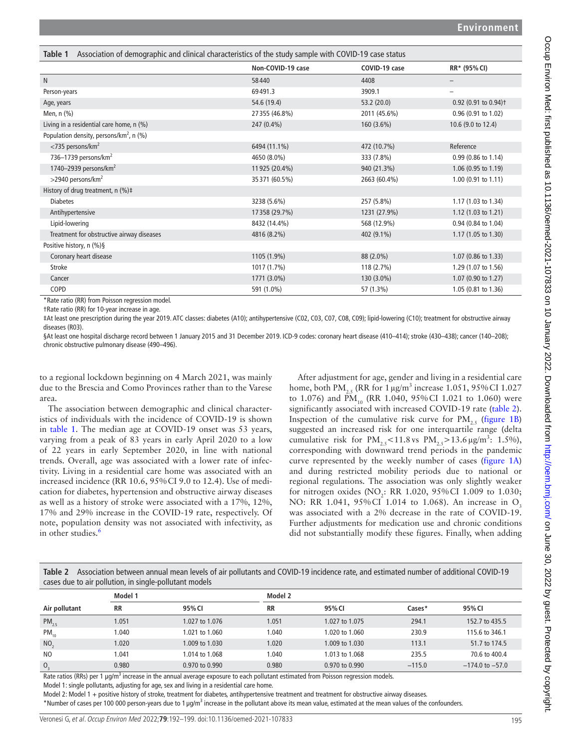**Table 1** Association of demographic and clinical characteristics of the study sample with COVID-19 case status

| | Non-COVID-19 case | COVID-19 case | RR* (95% CI) |
|---|---|---|---|
| N | 58440 | 4408 | – |
| Person-years | 69491.3 | 3909.1 | – |
| Age, years | 54.6 (19.4) | 53.2 (20.0) | 0.92 (0.91 to 0.94)† |
| Men, n (%) | 27355 (46.8%) | 2011 (45.6%) | 0.96 (0.91 to 1.02) |
| Living in a residential care home, n (%) | 247 (0.4%) | 160 (3.6%) | 10.6 (9.0 to 12.4) |
| Population density, persons/km², n (%) | | | |
| <735 persons/km² | 6494 (11.1%) | 472 (10.7%) | Reference |
| 736–1739 persons/km² | 4650 (8.0%) | 333 (7.8%) | 0.99 (0.86 to 1.14) |
| 1740–2939 persons/km² | 11925 (20.4%) | 940 (21.3%) | 1.06 (0.95 to 1.19) |
| >2940 persons/km² | 35371 (60.5%) | 2663 (60.4%) | 1.00 (0.91 to 1.11) |
| History of drug treatment, n (%)‡ | | | |
| Diabetes | 3238 (5.6%) | 257 (5.8%) | 1.17 (1.03 to 1.34) |
| Antihypertensive | 17358 (29.7%) | 1231 (27.9%) | 1.12 (1.03 to 1.21) |
| Lipid-lowering | 8432 (14.4%) | 568 (12.9%) | 0.94 (0.84 to 1.04) |
| Treatment for obstructive airway diseases | 4816 (8.2%) | 402 (9.1%) | 1.17 (1.05 to 1.30) |
| Positive history, n (%)§ | | | |
| Coronary heart disease | 1105 (1.9%) | 88 (2.0%) | 1.07 (0.86 to 1.33) |
| Stroke | 1017 (1.7%) | 118 (2.7%) | 1.29 (1.07 to 1.56) |
| Cancer | 1771 (3.0%) | 130 (3.0%) | 1.07 (0.90 to 1.27) |
| COPD | 591 (1.0%) | 57 (1.3%) | 1.05 (0.81 to 1.36) |

*Rate ratio (RR) from Poisson regression model.
†Rate ratio (RR) for 10-year increase in age.
‡At least one prescription during the year 2019. ATC classes: diabetes (A10); antihypertensive (C02, C03, C07, C08, C09); lipid-lowering (C10); treatment for obstructive airway diseases (R03).
§At least one hospital discharge record between 1 January 2015 and 31 December 2019. ICD-9 codes: coronary heart disease (410–414); stroke (430–438); cancer (140–208); chronic obstructive pulmonary disease (490–496).

to a regional lockdown beginning on 4 March 2021, was mainly due to the Brescia and Como Provinces rather than to the Varese area.

The association between demographic and clinical characteristics of individuals with the incidence of COVID-19 is shown in table 1. The median age at COVID-19 onset was 53 years, varying from a peak of 83 years in early April 2020 to a low of 22 years in early September 2020, in line with national trends. Overall, age was associated with a lower rate of infectivity. Living in a residential care home was associated with an increased incidence (RR 10.6, 95% CI 9.0 to 12.4). Use of medication for diabetes, hypertension and obstructive airway diseases as well as a history of stroke were associated with a 17%, 12%, 17% and 29% increase in the COVID-19 rate, respectively. Of note, population density was not associated with infectivity, as in other studies.[6]

After adjustment for age, gender and living in a residential care home, both $PM_{2.5}$ (RR for 1 µg/m³ increase 1.051, 95% CI 1.027 to 1.076) and $PM_{10}$ (RR 1.040, 95% CI 1.021 to 1.060) were significantly associated with increased COVID-19 rate (table 2). Inspection of the cumulative risk curve for $PM_{2.5}$ (figure 1B) suggested an increased risk for one interquartile range (delta cumulative risk for $PM_{2.5}$<11.8 vs $PM_{2.5}$>13.6 µg/m³: 1.5%), corresponding with downward trend periods in the pandemic curve represented by the weekly number of cases (figure 1A) and during restricted mobility periods due to national or regional regulations. The association was only slightly weaker for nitrogen oxides ($NO_2$: RR 1.020, 95% CI 1.009 to 1.030; NO: RR 1.041, 95% CI 1.014 to 1.068). An increase in $O_3$ was associated with a 2% decrease in the rate of COVID-19. Further adjustments for medication use and chronic conditions did not substantially modify these figures. Finally, when adding

**Table 2** Association between annual mean levels of air pollutants and COVID-19 incidence rate, and estimated number of additional COVID-19 cases due to air pollution, in single-pollutant models

| | Model 1 | | Model 2 | | | |
|---|---|---|---|---|---|---|
| Air pollutant | RR | 95% CI | RR | 95% CI | Cases* | 95% CI |
| $PM_{2.5}$ | 1.051 | 1.027 to 1.076 | 1.051 | 1.027 to 1.075 | 294.1 | 152.7 to 435.5 |
| $PM_{10}$ | 1.040 | 1.021 to 1.060 | 1.040 | 1.020 to 1.060 | 230.9 | 115.6 to 346.1 |
| $NO_2$ | 1.020 | 1.009 to 1.030 | 1.020 | 1.009 to 1.030 | 113.1 | 51.7 to 174.5 |
| NO | 1.041 | 1.014 to 1.068 | 1.040 | 1.013 to 1.068 | 235.5 | 70.6 to 400.4 |
| $O_3$ | 0.980 | 0.970 to 0.990 | 0.980 | 0.970 to 0.990 | −115.0 | −174.0 to −57.0 |

Rate ratios (RRs) per 1 µg/m³ increase in the annual average exposure to each pollutant estimated from Poisson regression models.
Model 1: single pollutants, adjusting for age, sex and living in a residential care home.
Model 2: Model 1 + positive history of stroke, treatment for diabetes, antihypertensive treatment and treatment for obstructive airway diseases.
*Number of cases per 100 000 person-years due to 1 µg/m³ increase in the pollutant above its mean value, estimated at the mean values of the confounders.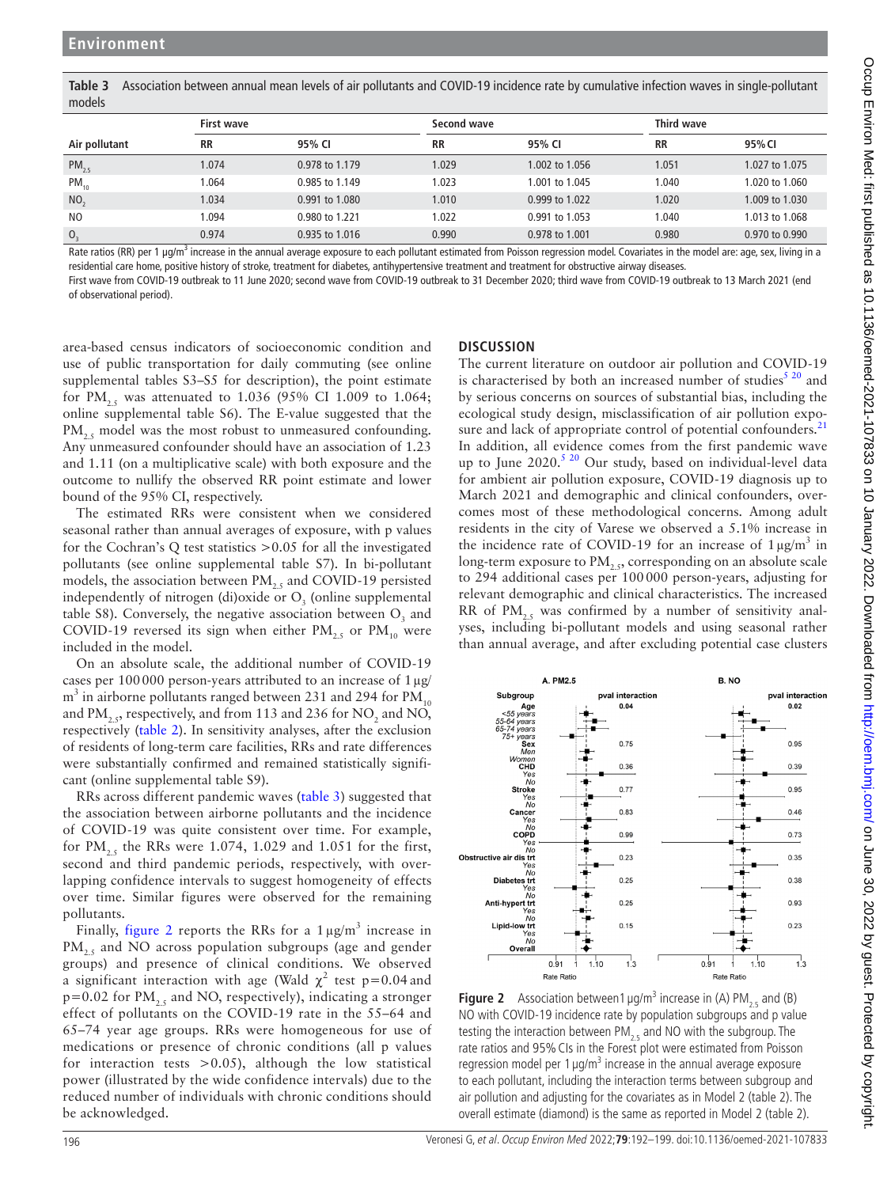**Table 3** Association between annual mean levels of air pollutants and COVID-19 incidence rate by cumulative infection waves in single-pollutant models

| Air pollutant | First wave | | Second wave | | Third wave | |
|---|---|---|---|---|---|---|
| | RR | 95% CI | RR | 95% CI | RR | 95% CI |
| $PM_{2.5}$ | 1.074 | 0.978 to 1.179 | 1.029 | 1.002 to 1.056 | 1.051 | 1.027 to 1.075 |
| $PM_{10}$ | 1.064 | 0.985 to 1.149 | 1.023 | 1.001 to 1.045 | 1.040 | 1.020 to 1.060 |
| $NO_2$ | 1.034 | 0.991 to 1.080 | 1.010 | 0.999 to 1.022 | 1.020 | 1.009 to 1.030 |
| NO | 1.094 | 0.980 to 1.221 | 1.022 | 0.991 to 1.053 | 1.040 | 1.013 to 1.068 |
| $O_3$ | 0.974 | 0.935 to 1.016 | 0.990 | 0.978 to 1.001 | 0.980 | 0.970 to 0.990 |

Rate ratios (RR) per 1 µg/m$^3$ increase in the annual average exposure to each pollutant estimated from Poisson regression model. Covariates in the model are: age, sex, living in a residential care home, positive history of stroke, treatment for diabetes, antihypertensive treatment and treatment for obstructive airway diseases.
First wave from COVID-19 outbreak to 11 June 2020; second wave from COVID-19 outbreak to 31 December 2020; third wave from COVID-19 outbreak to 13 March 2021 (end of observational period).

area-based census indicators of socioeconomic condition and use of public transportation for daily commuting (see online supplemental tables S3–S5 for description), the point estimate for $PM_{2.5}$ was attenuated to 1.036 (95% CI 1.009 to 1.064; online supplemental table S6). The E-value suggested that the $PM_{2.5}$ model was the most robust to unmeasured confounding. Any unmeasured confounder should have an association of 1.23 and 1.11 (on a multiplicative scale) with both exposure and the outcome to nullify the observed RR point estimate and lower bound of the 95% CI, respectively.

The estimated RRs were consistent when we considered seasonal rather than annual averages of exposure, with p values for the Cochran's Q test statistics >0.05 for all the investigated pollutants (see online supplemental table S7). In bi-pollutant models, the association between $PM_{2.5}$ and COVID-19 persisted independently of nitrogen (di)oxide or $O_3$ (online supplemental table S8). Conversely, the negative association between $O_3$ and COVID-19 reversed its sign when either $PM_{2.5}$ or $PM_{10}$ were included in the model.

On an absolute scale, the additional number of COVID-19 cases per 100 000 person-years attributed to an increase of 1 µg/m$^3$ in airborne pollutants ranged between 231 and 294 for $PM_{10}$ and $PM_{2.5}$, respectively, and from 113 and 236 for $NO_2$ and NO, respectively (table 2). In sensitivity analyses, after the exclusion of residents of long-term care facilities, RRs and rate differences were substantially confirmed and remained statistically significant (online supplemental table S9).

RRs across different pandemic waves (table 3) suggested that the association between airborne pollutants and the incidence of COVID-19 was quite consistent over time. For example, for $PM_{2.5}$ the RRs were 1.074, 1.029 and 1.051 for the first, second and third pandemic periods, respectively, with overlapping confidence intervals to suggest homogeneity of effects over time. Similar figures were observed for the remaining pollutants.

Finally, figure 2 reports the RRs for a 1 µg/m$^3$ increase in $PM_{2.5}$ and NO across population subgroups (age and gender groups) and presence of clinical conditions. We observed a significant interaction with age (Wald $\chi^2$ test p=0.04 and p=0.02 for $PM_{2.5}$ and NO, respectively), indicating a stronger effect of pollutants on the COVID-19 rate in the 55–64 and 65–74 year age groups. RRs were homogeneous for use of medications or presence of chronic conditions (all p values for interaction tests >0.05), although the low statistical power (illustrated by the wide confidence intervals) due to the reduced number of individuals with chronic conditions should be acknowledged.

## DISCUSSION

The current literature on outdoor air pollution and COVID-19 is characterised by both an increased number of studies[5 20] and by serious concerns on sources of substantial bias, including the ecological study design, misclassification of air pollution exposure and lack of appropriate control of potential confounders.[21] In addition, all evidence comes from the first pandemic wave up to June 2020.[5 20] Our study, based on individual-level data for ambient air pollution exposure, COVID-19 diagnosis up to March 2021 and demographic and clinical confounders, overcomes most of these methodological concerns. Among adult residents in the city of Varese we observed a 5.1% increase in the incidence rate of COVID-19 for an increase of 1 µg/m$^3$ in long-term exposure to $PM_{2.5}$, corresponding on an absolute scale to 294 additional cases per 100 000 person-years, adjusting for relevant demographic and clinical characteristics. The increased RR of $PM_{2.5}$ was confirmed by a number of sensitivity analyses, including bi-pollutant models and using seasonal rather than annual average, and after excluding potential case clusters

**Figure 2** Association between 1 µg/m$^3$ increase in (A) $PM_{2.5}$ and (B) NO with COVID-19 incidence rate by population subgroups and p value testing the interaction between $PM_{2.5}$ and NO with the subgroup. The rate ratios and 95% CIs in the Forest plot were estimated from Poisson regression model per 1 µg/m$^3$ increase in the annual average exposure to each pollutant, including the interaction terms between subgroup and air pollution and adjusting for the covariates as in Model 2 (table 2). The overall estimate (diamond) is the same as reported in Model 2 (table 2).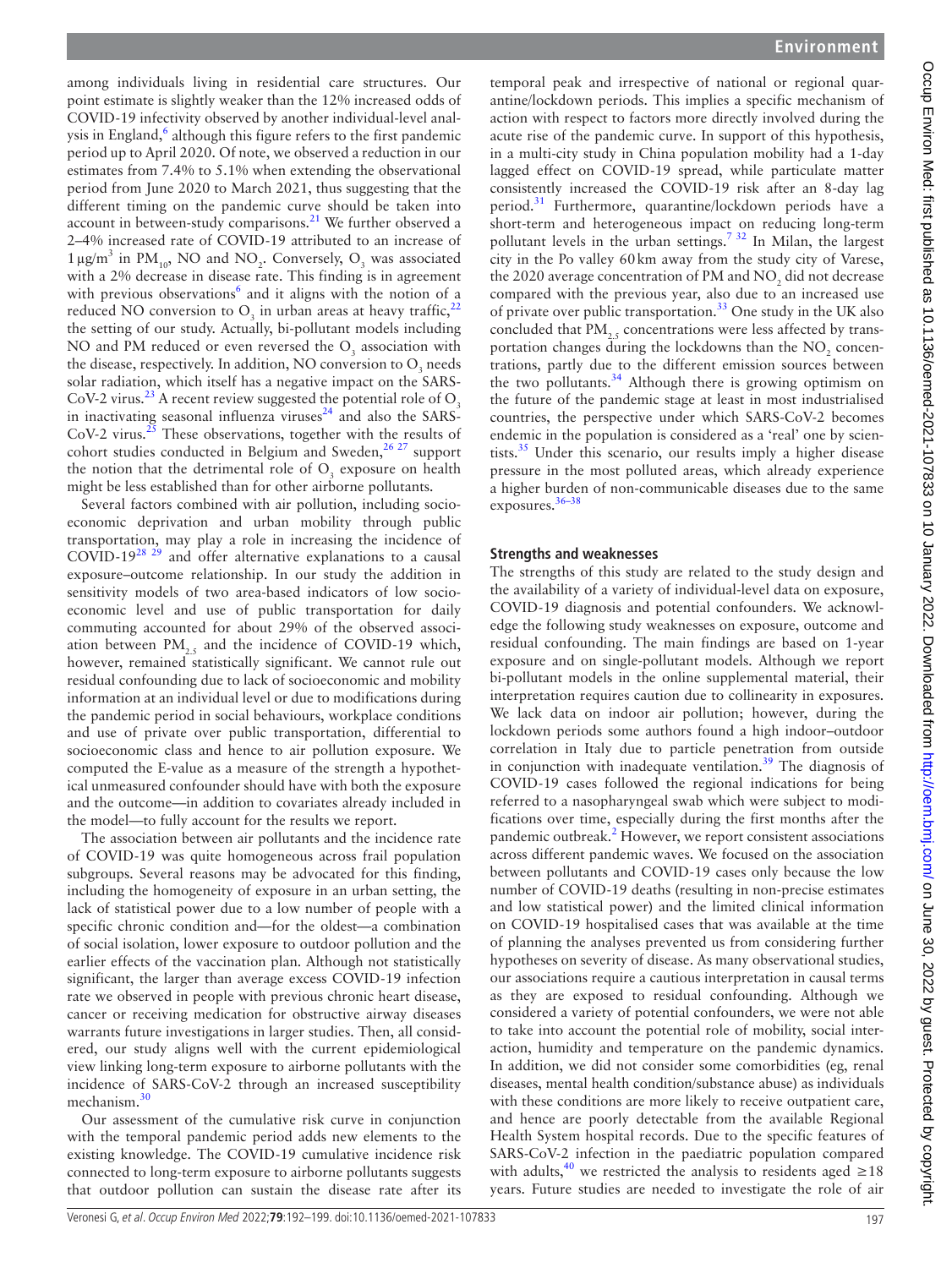among individuals living in residential care structures. Our point estimate is slightly weaker than the 12% increased odds of COVID-19 infectivity observed by another individual-level analysis in England,[6] although this figure refers to the first pandemic period up to April 2020. Of note, we observed a reduction in our estimates from 7.4% to 5.1% when extending the observational period from June 2020 to March 2021, thus suggesting that the different timing on the pandemic curve should be taken into account in between-study comparisons.[21] We further observed a 2–4% increased rate of COVID-19 attributed to an increase of 1 $\mu g/m^3$ in $PM_{10}$, NO and $NO_2$. Conversely, $O_3$ was associated with a 2% decrease in disease rate. This finding is in agreement with previous observations[6] and it aligns with the notion of a reduced NO conversion to $O_3$ in urban areas at heavy traffic,[22] the setting of our study. Actually, bi-pollutant models including NO and PM reduced or even reversed the $O_3$ association with the disease, respectively. In addition, NO conversion to $O_3$ needs solar radiation, which itself has a negative impact on the SARS-CoV-2 virus.[23] A recent review suggested the potential role of $O_3$ in inactivating seasonal influenza viruses[24] and also the SARS-CoV-2 virus.[25] These observations, together with the results of cohort studies conducted in Belgium and Sweden,[26 27] support the notion that the detrimental role of $O_3$ exposure on health might be less established than for other airborne pollutants.

Several factors combined with air pollution, including socioeconomic deprivation and urban mobility through public transportation, may play a role in increasing the incidence of COVID-19[28 29] and offer alternative explanations to a causal exposure–outcome relationship. In our study the addition in sensitivity models of two area-based indicators of low socioeconomic level and use of public transportation for daily commuting accounted for about 29% of the observed association between $PM_{2.5}$ and the incidence of COVID-19 which, however, remained statistically significant. We cannot rule out residual confounding due to lack of socioeconomic and mobility information at an individual level or due to modifications during the pandemic period in social behaviours, workplace conditions and use of private over public transportation, differential to socioeconomic class and hence to air pollution exposure. We computed the E-value as a measure of the strength a hypothetical unmeasured confounder should have with both the exposure and the outcome—in addition to covariates already included in the model—to fully account for the results we report.

The association between air pollutants and the incidence rate of COVID-19 was quite homogeneous across frail population subgroups. Several reasons may be advocated for this finding, including the homogeneity of exposure in an urban setting, the lack of statistical power due to a low number of people with a specific chronic condition and—for the oldest—a combination of social isolation, lower exposure to outdoor pollution and the earlier effects of the vaccination plan. Although not statistically significant, the larger than average excess COVID-19 infection rate we observed in people with previous chronic heart disease, cancer or receiving medication for obstructive airway diseases warrants future investigations in larger studies. Then, all considered, our study aligns well with the current epidemiological view linking long-term exposure to airborne pollutants with the incidence of SARS-CoV-2 through an increased susceptibility mechanism.[30]

Our assessment of the cumulative risk curve in conjunction with the temporal pandemic period adds new elements to the existing knowledge. The COVID-19 cumulative incidence risk connected to long-term exposure to airborne pollutants suggests that outdoor pollution can sustain the disease rate after its temporal peak and irrespective of national or regional quarantine/lockdown periods. This implies a specific mechanism of action with respect to factors more directly involved during the acute rise of the pandemic curve. In support of this hypothesis, in a multi-city study in China population mobility had a 1-day lagged effect on COVID-19 spread, while particulate matter consistently increased the COVID-19 risk after an 8-day lag period.[31] Furthermore, quarantine/lockdown periods have a short-term and heterogeneous impact on reducing long-term pollutant levels in the urban settings.[7 32] In Milan, the largest city in the Po valley 60 km away from the study city of Varese, the 2020 average concentration of PM and $NO_2$ did not decrease compared with the previous year, also due to an increased use of private over public transportation.[33] One study in the UK also concluded that $PM_{2.5}$ concentrations were less affected by transportation changes during the lockdowns than the $NO_2$ concentrations, partly due to the different emission sources between the two pollutants.[34] Although there is growing optimism on the future of the pandemic stage at least in most industrialised countries, the perspective under which SARS-CoV-2 becomes endemic in the population is considered as a 'real' one by scientists.[35] Under this scenario, our results imply a higher disease pressure in the most polluted areas, which already experience a higher burden of non-communicable diseases due to the same exposures.[36–38]

## Strengths and weaknesses

The strengths of this study are related to the study design and the availability of a variety of individual-level data on exposure, COVID-19 diagnosis and potential confounders. We acknowledge the following study weaknesses on exposure, outcome and residual confounding. The main findings are based on 1-year exposure and on single-pollutant models. Although we report bi-pollutant models in the online supplemental material, their interpretation requires caution due to collinearity in exposures. We lack data on indoor air pollution; however, during the lockdown periods some authors found a high indoor–outdoor correlation in Italy due to particle penetration from outside in conjunction with inadequate ventilation.[39] The diagnosis of COVID-19 cases followed the regional indications for being referred to a nasopharyngeal swab which were subject to modifications over time, especially during the first months after the pandemic outbreak.[2] However, we report consistent associations across different pandemic waves. We focused on the association between pollutants and COVID-19 cases only because the low number of COVID-19 deaths (resulting in non-precise estimates and low statistical power) and the limited clinical information on COVID-19 hospitalised cases that was available at the time of planning the analyses prevented us from considering further hypotheses on severity of disease. As many observational studies, our associations require a cautious interpretation in causal terms as they are exposed to residual confounding. Although we considered a variety of potential confounders, we were not able to take into account the potential role of mobility, social interaction, humidity and temperature on the pandemic dynamics. In addition, we did not consider some comorbidities (eg, renal diseases, mental health condition/substance abuse) as individuals with these conditions are more likely to receive outpatient care, and hence are poorly detectable from the available Regional Health System hospital records. Due to the specific features of SARS-CoV-2 infection in the paediatric population compared with adults,[40] we restricted the analysis to residents aged ≥18 years. Future studies are needed to investigate the role of air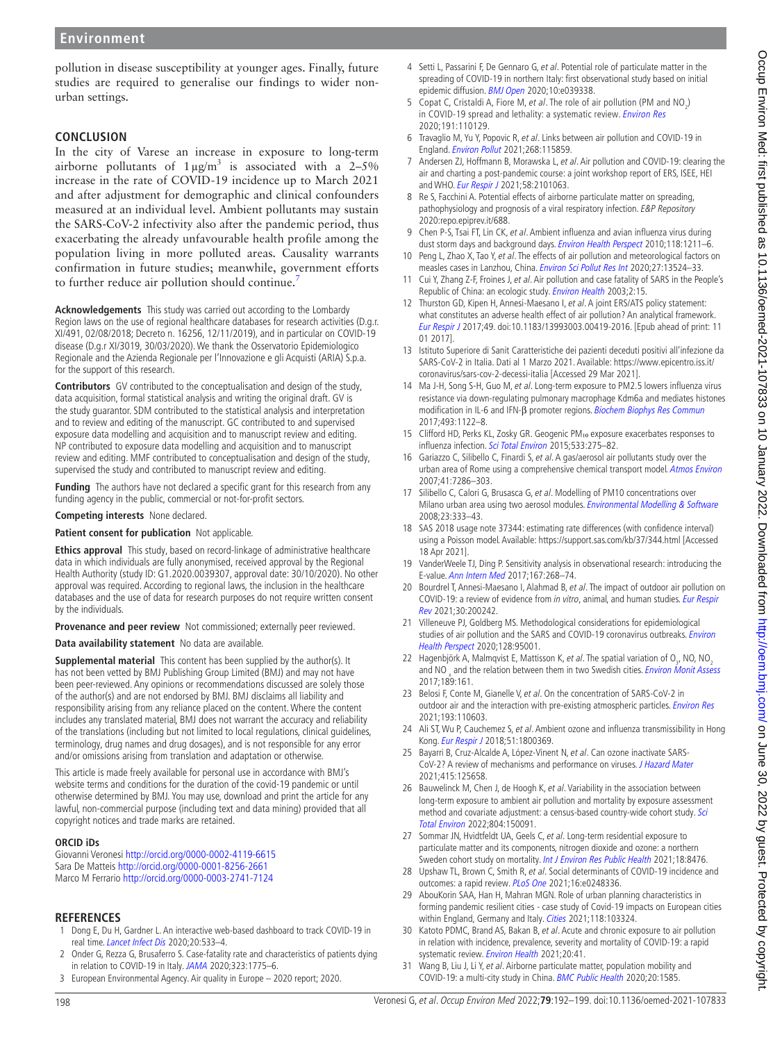pollution in disease susceptibility at younger ages. Finally, future studies are required to generalise our findings to wider non-urban settings.

## CONCLUSION

In the city of Varese an increase in exposure to long-term airborne pollutants of 1 µg/m$^3$ is associated with a 2–5% increase in the rate of COVID-19 incidence up to March 2021 and after adjustment for demographic and clinical confounders measured at an individual level. Ambient pollutants may sustain the SARS-CoV-2 infectivity also after the pandemic period, thus exacerbating the already unfavourable health profile among the population living in more polluted areas. Causality warrants confirmation in future studies; meanwhile, government efforts to further reduce air pollution should continue.[7]

**Acknowledgements** This study was carried out according to the Lombardy Region laws on the use of regional healthcare databases for research activities (D.g.r. XI/491, 02/08/2018; Decreto n. 16256, 12/11/2019), and in particular on COVID-19 disease (D.g.r XI/3019, 30/03/2020). We thank the Osservatorio Epidemiologico Regionale and the Azienda Regionale per l'Innovazione e gli Acquisti (ARIA) S.p.a. for the support of this research.

**Contributors** GV contributed to the conceptualisation and design of the study, data acquisition, formal statistical analysis and writing the original draft. GV is the study guarantor. SDM contributed to the statistical analysis and interpretation and to review and editing of the manuscript. GC contributed to and supervised exposure data modelling and acquisition and to manuscript review and editing. NP contributed to exposure data modelling and acquisition and to manuscript review and editing. MMF contributed to conceptualisation and design of the study, supervised the study and contributed to manuscript review and editing.

**Funding** The authors have not declared a specific grant for this research from any funding agency in the public, commercial or not-for-profit sectors.

**Competing interests** None declared.

**Patient consent for publication** Not applicable.

**Ethics approval** This study, based on record-linkage of administrative healthcare data in which individuals are fully anonymised, received approval by the Regional Health Authority (study ID: G1.2020.0039307, approval date: 30/10/2020). No other approval was required. According to regional laws, the inclusion in the healthcare databases and the use of data for research purposes do not require written consent by the individuals.

**Provenance and peer review** Not commissioned; externally peer reviewed.

**Data availability statement** No data are available.

**Supplemental material** This content has been supplied by the author(s). It has not been vetted by BMJ Publishing Group Limited (BMJ) and may not have been peer-reviewed. Any opinions or recommendations discussed are solely those of the author(s) and are not endorsed by BMJ. BMJ disclaims all liability and responsibility arising from any reliance placed on the content. Where the content includes any translated material, BMJ does not warrant the accuracy and reliability of the translations (including but not limited to local regulations, clinical guidelines, terminology, drug names and drug dosages), and is not responsible for any error and/or omissions arising from translation and adaptation or otherwise.

This article is made freely available for personal use in accordance with BMJ's website terms and conditions for the duration of the covid-19 pandemic or until otherwise determined by BMJ. You may use, download and print the article for any lawful, non-commercial purpose (including text and data mining) provided that all copyright notices and trade marks are retained.

### ORCID iDs

Giovanni Veronesi http://orcid.org/0000-0002-4119-6615
Sara De Matteis http://orcid.org/0000-0001-8256-2661
Marco M Ferrario http://orcid.org/0000-0003-2741-7124

## REFERENCES

1. Dong E, Du H, Gardner L. An interactive web-based dashboard to track COVID-19 in real time. *Lancet Infect Dis* 2020;20:533–4.
2. Onder G, Rezza G, Brusaferro S. Case-fatality rate and characteristics of patients dying in relation to COVID-19 in Italy. *JAMA* 2020;323:1775–6.
3. European Environmental Agency. Air quality in Europe – 2020 report; 2020.
4. Setti L, Passarini F, De Gennaro G, *et al*. Potential role of particulate matter in the spreading of COVID-19 in northern Italy: first observational study based on initial epidemic diffusion. *BMJ Open* 2020;10:e039338.
5. Copat C, Cristaldi A, Fiore M, *et al*. The role of air pollution (PM and $NO_2$) in COVID-19 spread and lethality: a systematic review. *Environ Res* 2020;191:110129.
6. Travaglio M, Yu Y, Popovic R, *et al*. Links between air pollution and COVID-19 in England. *Environ Pollut* 2021;268:115859.
7. Andersen ZJ, Hoffmann B, Morawska L, *et al*. Air pollution and COVID-19: clearing the air and charting a post-pandemic course: a joint workshop report of ERS, ISEE, HEI and WHO. *Eur Respir J* 2021;58:2101063.
8. Re S, Facchini A. Potential effects of airborne particulate matter on spreading, pathophysiology and prognosis of a viral respiratory infection. *E&P Repository* 2020:repo.epiprev.it/688.
9. Chen P-S, Tsai FT, Lin CK, *et al*. Ambient influenza and avian influenza virus during dust storm days and background days. *Environ Health Perspect* 2010;118:1211–6.
10. Peng L, Zhao X, Tao Y, *et al*. The effects of air pollution and meteorological factors on measles cases in Lanzhou, China. *Environ Sci Pollut Res Int* 2020;27:13524–33.
11. Cui Y, Zhang Z-F, Froines J, *et al*. Air pollution and case fatality of SARS in the People's Republic of China: an ecologic study. *Environ Health* 2003;2:15.
12. Thurston GD, Kipen H, Annesi-Maesano I, *et al*. A joint ERS/ATS policy statement: what constitutes an adverse health effect of air pollution? An analytical framework. *Eur Respir J* 2017;49. doi:10.1183/13993003.00419-2016. [Epub ahead of print: 11 01 2017].
13. Istituto Superiore di Sanit Caratteristiche dei pazienti deceduti positivi all'infezione da SARS-CoV-2 in Italia. Dati al 1 Marzo 2021. Available: https://www.epicentro.iss.it/coronavirus/sars-cov-2-decessi-italia [Accessed 29 Mar 2021].
14. Ma J-H, Song S-H, Guo M, *et al*. Long-term exposure to PM2.5 lowers influenza virus resistance via down-regulating pulmonary macrophage Kdm6a and mediates histones modification in IL-6 and IFN-β promoter regions. *Biochem Biophys Res Commun* 2017;493:1122–8.
15. Clifford HD, Perks KL, Zosky GR. Geogenic $PM_{10}$ exposure exacerbates responses to influenza infection. *Sci Total Environ* 2015;533:275–82.
16. Gariazzo C, Silibello C, Finardi S, *et al*. A gas/aerosol air pollutants study over the urban area of Rome using a comprehensive chemical transport model. *Atmos Environ* 2007;41:7286–303.
17. Silibello C, Calori G, Brusasca G, *et al*. Modelling of PM10 concentrations over Milano urban area using two aerosol modules. *Environmental Modelling & Software* 2008;23:333–43.
18. SAS 2018 usage note 37344: estimating rate differences (with confidence interval) using a Poisson model. Available: https://support.sas.com/kb/37/344.html [Accessed 18 Apr 2021].
19. VanderWeele TJ, Ding P. Sensitivity analysis in observational research: introducing the E-value. *Ann Intern Med* 2017;167:268–74.
20. Bourdrel T, Annesi-Maesano I, Alahmad B, *et al*. The impact of outdoor air pollution on COVID-19: a review of evidence from *in vitro*, animal, and human studies. *Eur Respir Rev* 2021;30:200242.
21. Villeneuve PJ, Goldberg MS. Methodological considerations for epidemiological studies of air pollution and the SARS and COVID-19 coronavirus outbreaks. *Environ Health Perspect* 2020;128:95001.
22. Hagenbjörk A, Malmqvist E, Mattisson K, *et al*. The spatial variation of $O_3$, NO, $NO_2$ and $NO_x$ and the relation between them in two Swedish cities. *Environ Monit Assess* 2017;189:161.
23. Belosi F, Conte M, Gianelle V, *et al*. On the concentration of SARS-CoV-2 in outdoor air and the interaction with pre-existing atmospheric particles. *Environ Res* 2021;193:110603.
24. Ali ST, Wu P, Cauchemez S, *et al*. Ambient ozone and influenza transmissibility in Hong Kong. *Eur Respir J* 2018;51:1800369.
25. Bayarri B, Cruz-Alcalde A, López-Vinent N, *et al*. Can ozone inactivate SARS-CoV-2? A review of mechanisms and performance on viruses. *J Hazard Mater* 2021;415:125658.
26. Bauwelinck M, Chen J, de Hoogh K, *et al*. Variability in the association between long-term exposure to ambient air pollution and mortality by exposure assessment method and covariate adjustment: a census-based country-wide cohort study. *Sci Total Environ* 2022;804:150091.
27. Sommar JN, Hvidtfeldt UA, Geels C, *et al*. Long-term residential exposure to particulate matter and its components, nitrogen dioxide and ozone: a northern Sweden cohort study on mortality. *Int J Environ Res Public Health* 2021;18:8476.
28. Upshaw TL, Brown C, Smith R, *et al*. Social determinants of COVID-19 incidence and outcomes: a rapid review. *PLoS One* 2021;16:e0248336.
29. AbouKorin SAA, Han H, Mahran MGN. Role of urban planning characteristics in forming pandemic resilient cities - case study of Covid-19 impacts on European cities within England, Germany and Italy. *Cities* 2021;118:103324.
30. Katoto PDMC, Brand AS, Bakan B, *et al*. Acute and chronic exposure to air pollution in relation with incidence, prevalence, severity and mortality of COVID-19: a rapid systematic review. *Environ Health* 2021;20:41.
31. Wang B, Liu J, Li Y, *et al*. Airborne particulate matter, population mobility and COVID-19: a multi-city study in China. *BMC Public Health* 2020;20:1585.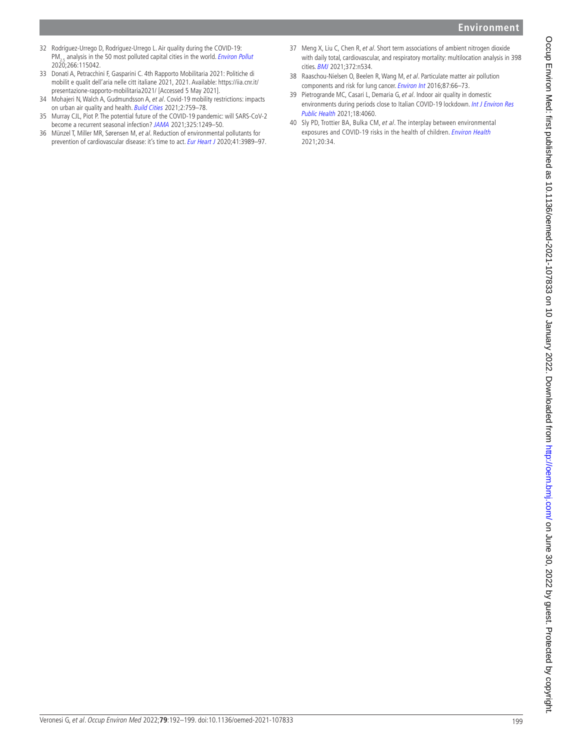32 Rodríguez-Urrego D, Rodríguez-Urrego L. Air quality during the COVID-19: $PM_{2.5}$ analysis in the 50 most polluted capital cities in the world. *Environ Pollut* 2020;266:115042.

33 Donati A, Petracchini F, Gasparini C. 4th Rapporto Mobilitaria 2021: Politiche di mobilit e qualit dell'aria nelle citt italiane 2021, 2021. Available: https://iia.cnr.it/presentazione-rapporto-mobilitaria2021/ [Accessed 5 May 2021].

34 Mohajeri N, Walch A, Gudmundsson A, *et al*. Covid-19 mobility restrictions: impacts on urban air quality and health. *Build Cities* 2021;2:759–78.

35 Murray CJL, Piot P. The potential future of the COVID-19 pandemic: will SARS-CoV-2 become a recurrent seasonal infection? *JAMA* 2021;325:1249–50.

36 Münzel T, Miller MR, Sørensen M, *et al*. Reduction of environmental pollutants for prevention of cardiovascular disease: it's time to act. *Eur Heart J* 2020;41:3989–97.

37 Meng X, Liu C, Chen R, *et al*. Short term associations of ambient nitrogen dioxide with daily total, cardiovascular, and respiratory mortality: multilocation analysis in 398 cities. *BMJ* 2021;372:n534.

38 Raaschou-Nielsen O, Beelen R, Wang M, *et al*. Particulate matter air pollution components and risk for lung cancer. *Environ Int* 2016;87:66–73.

39 Pietrogrande MC, Casari L, Demaria G, *et al*. Indoor air quality in domestic environments during periods close to Italian COVID-19 lockdown. *Int J Environ Res Public Health* 2021;18:4060.

40 Sly PD, Trottier BA, Bulka CM, *et al*. The interplay between environmental exposures and COVID-19 risks in the health of children. *Environ Health* 2021;20:34.